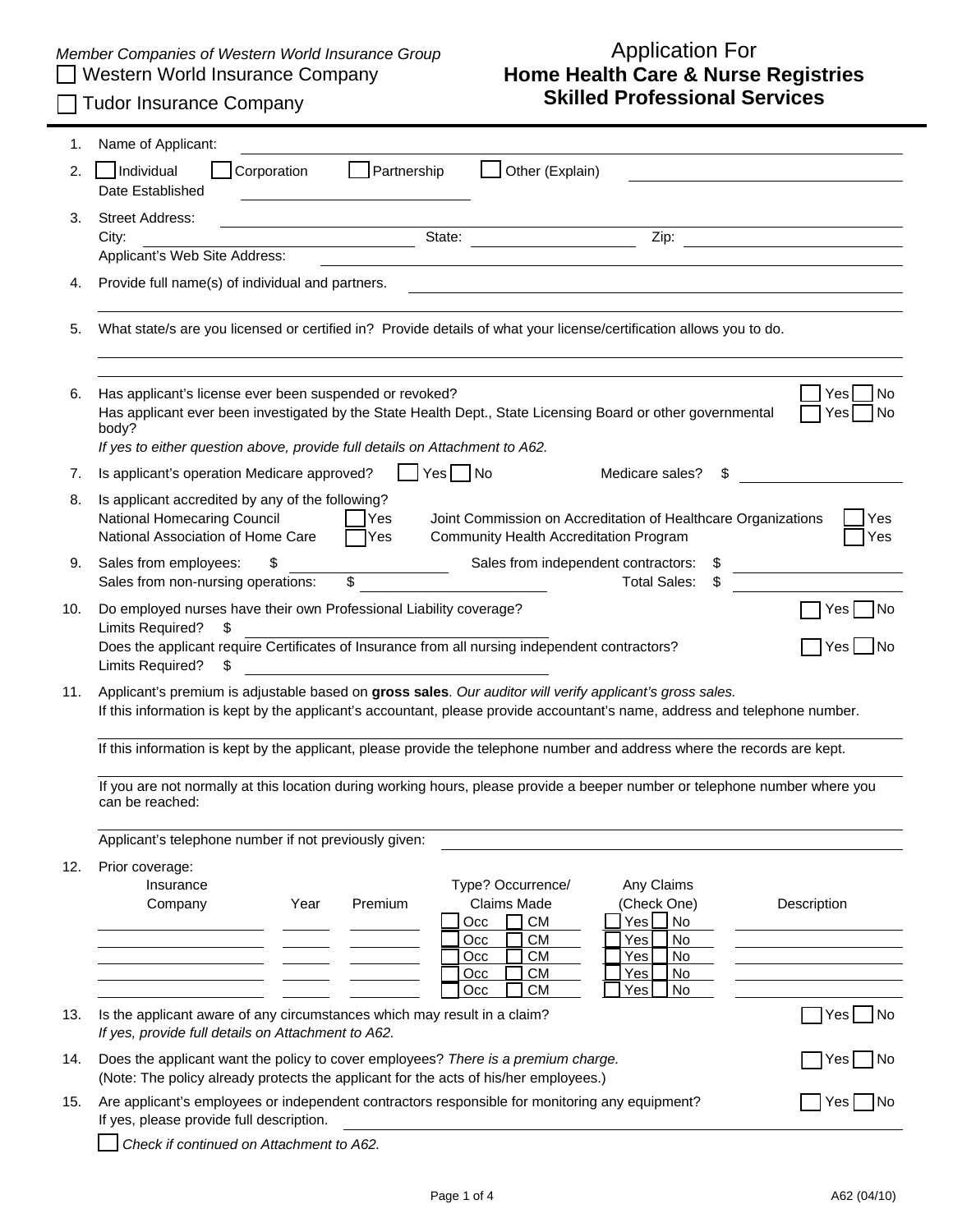*Member Companies of Western World Insurance Group*

☐ Western World Insurance Company

☐ Tudor Insurance Company

# Application For
## Home Health Care & Nurse Registries
## Skilled Professional Services

1. Name of Applicant: ______________________________

2. ☐ Individual ☐ Corporation ☐ Partnership ☐ Other (Explain) ______________________________
   Date Established ______________________________

3. Street Address: ______________________________
   City: ______________ State: ______________ Zip: ______________
   Applicant's Web Site Address: ______________________________

4. Provide full name(s) of individual and partners. ______________________________

5. What state/s are you licensed or certified in? Provide details of what your license/certification allows you to do.
   ______________________________

6. Has applicant's license ever been suspended or revoked? ☐ Yes ☐ No
   Has applicant ever been investigated by the State Health Dept., State Licensing Board or other governmental body? ☐ Yes ☐ No
   *If yes to either question above, provide full details on Attachment to A62.*

7. Is applicant's operation Medicare approved? ☐ Yes ☐ No Medicare sales? $ ______________

8. Is applicant accredited by any of the following?
   National Homecaring Council ☐ Yes
   National Association of Home Care ☐ Yes
   Joint Commission on Accreditation of Healthcare Organizations ☐ Yes
   Community Health Accreditation Program ☐ Yes

9. Sales from employees: $ ______________ Sales from independent contractors: $ ______________
   Sales from non-nursing operations: $ ______________ Total Sales: $ ______________

10. Do employed nurses have their own Professional Liability coverage? ☐ Yes ☐ No
    Limits Required? $ ______________
    Does the applicant require Certificates of Insurance from all nursing independent contractors? ☐ Yes ☐ No
    Limits Required? $ ______________

11. Applicant's premium is adjustable based on **gross sales**. *Our auditor will verify applicant's gross sales.*
    If this information is kept by the applicant's accountant, please provide accountant's name, address and telephone number.
    ______________________________
    If this information is kept by the applicant, please provide the telephone number and address where the records are kept.
    ______________________________
    If you are not normally at this location during working hours, please provide a beeper number or telephone number where you can be reached:
    ______________________________
    Applicant's telephone number if not previously given: ______________________________

12. Prior coverage:

| Insurance Company | Year | Premium | Type? Occurrence/ Claims Made | Any Claims (Check One) | Description |
|---|---|---|---|---|---|
| | | | ☐ Occ ☐ CM | ☐ Yes ☐ No | |
| | | | ☐ Occ ☐ CM | ☐ Yes ☐ No | |
| | | | ☐ Occ ☐ CM | ☐ Yes ☐ No | |
| | | | ☐ Occ ☐ CM | ☐ Yes ☐ No | |
| | | | ☐ Occ ☐ CM | ☐ Yes ☐ No | |

13. Is the applicant aware of any circumstances which may result in a claim? ☐ Yes ☐ No
    *If yes, provide full details on Attachment to A62.*

14. Does the applicant want the policy to cover employees? *There is a premium charge.* ☐ Yes ☐ No
    (Note: The policy already protects the applicant for the acts of his/her employees.)

15. Are applicant's employees or independent contractors responsible for monitoring any equipment? ☐ Yes ☐ No
    If yes, please provide full description. ______________________________

    ☐ *Check if continued on Attachment to A62.*

A62 (04/10)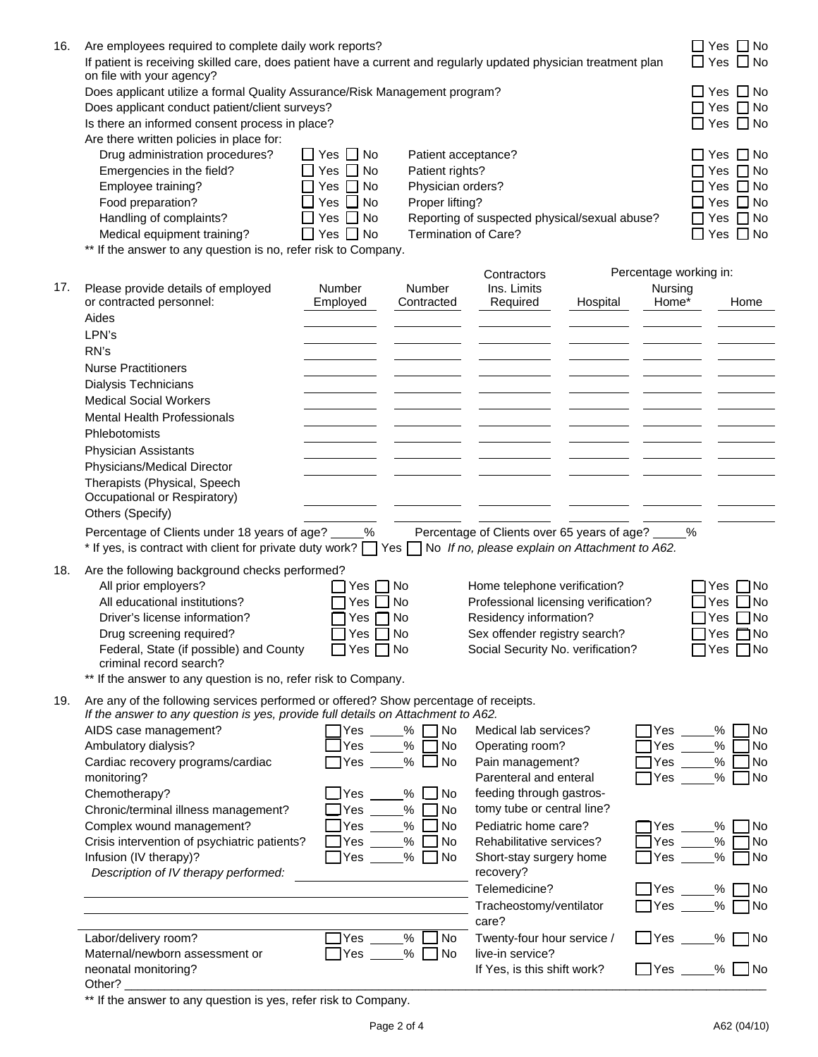16. Are employees required to complete daily work reports? ☐ Yes ☐ No

If patient is receiving skilled care, does patient have a current and regularly updated physician treatment plan on file with your agency? ☐ Yes ☐ No

Does applicant utilize a formal Quality Assurance/Risk Management program? ☐ Yes ☐ No

Does applicant conduct patient/client surveys? ☐ Yes ☐ No

Is there an informed consent process in place? ☐ Yes ☐ No

Are there written policies in place for:

| | | | |
|---|---|---|---|
| Drug administration procedures? | ☐ Yes ☐ No | Patient acceptance? | ☐ Yes ☐ No |
| Emergencies in the field? | ☐ Yes ☐ No | Patient rights? | ☐ Yes ☐ No |
| Employee training? | ☐ Yes ☐ No | Physician orders? | ☐ Yes ☐ No |
| Food preparation? | ☐ Yes ☐ No | Proper lifting? | ☐ Yes ☐ No |
| Handling of complaints? | ☐ Yes ☐ No | Reporting of suspected physical/sexual abuse? | ☐ Yes ☐ No |
| Medical equipment training? | ☐ Yes ☐ No | Termination of Care? | ☐ Yes ☐ No |

** If the answer to any question is no, refer risk to Company.

17. Please provide details of employed or contracted personnel:

| | Number Employed | Number Contracted | Contractors Ins. Limits Required | Percentage working in: Hospital | Nursing Home* | Home |
|---|---|---|---|---|---|---|
| Aides | | | | | | |
| LPN's | | | | | | |
| RN's | | | | | | |
| Nurse Practitioners | | | | | | |
| Dialysis Technicians | | | | | | |
| Medical Social Workers | | | | | | |
| Mental Health Professionals | | | | | | |
| Phlebotomists | | | | | | |
| Physician Assistants | | | | | | |
| Physicians/Medical Director | | | | | | |
| Therapists (Physical, Speech Occupational or Respiratory) | | | | | | |
| Others (Specify) | | | | | | |

Percentage of Clients under 18 years of age? _____% Percentage of Clients over 65 years of age? _____%

* If yes, is contract with client for private duty work? ☐ Yes ☐ No *If no, please explain on Attachment to A62.*

18. Are the following background checks performed?

| | | | |
|---|---|---|---|
| All prior employers? | ☐ Yes ☐ No | Home telephone verification? | ☐ Yes ☐ No |
| All educational institutions? | ☐ Yes ☐ No | Professional licensing verification? | ☐ Yes ☐ No |
| Driver's license information? | ☐ Yes ☐ No | Residency information? | ☐ Yes ☐ No |
| Drug screening required? | ☐ Yes ☐ No | Sex offender registry search? | ☐ Yes ☐ No |
| Federal, State (if possible) and County criminal record search? | ☐ Yes ☐ No | Social Security No. verification? | ☐ Yes ☐ No |

** If the answer to any question is no, refer risk to Company.

19. Are any of the following services performed or offered? Show percentage of receipts.
*If the answer to any question is yes, provide full details on Attachment to A62.*

| | | | |
|---|---|---|---|
| AIDS case management? | ☐ Yes _____% ☐ No | Medical lab services? | ☐ Yes _____% ☐ No |
| Ambulatory dialysis? | ☐ Yes _____% ☐ No | Operating room? | ☐ Yes _____% ☐ No |
| Cardiac recovery programs/cardiac monitoring? | ☐ Yes _____% ☐ No | Pain management? | ☐ Yes _____% ☐ No |
| Chemotherapy? | ☐ Yes _____% ☐ No | Parenteral and enteral feeding through gastrostomy tube or central line? | ☐ Yes _____% ☐ No |
| Chronic/terminal illness management? | ☐ Yes _____% ☐ No | | |
| Complex wound management? | ☐ Yes _____% ☐ No | Pediatric home care? | ☐ Yes _____% ☐ No |
| Crisis intervention of psychiatric patients? | ☐ Yes _____% ☐ No | Rehabilitative services? | ☐ Yes _____% ☐ No |
| Infusion (IV therapy)? | ☐ Yes _____% ☐ No | Short-stay surgery home recovery? | ☐ Yes _____% ☐ No |
| *Description of IV therapy performed:* | | Telemedicine? | ☐ Yes _____% ☐ No |
| | | Tracheostomy/ventilator care? | ☐ Yes _____% ☐ No |
| Labor/delivery room? | ☐ Yes _____% ☐ No | Twenty-four hour service / live-in service? | ☐ Yes _____% ☐ No |
| Maternal/newborn assessment or neonatal monitoring? | ☐ Yes _____% ☐ No | If Yes, is this shift work? | ☐ Yes _____% ☐ No |

Other? ________________________________________________________________

** If the answer to any question is yes, refer risk to Company.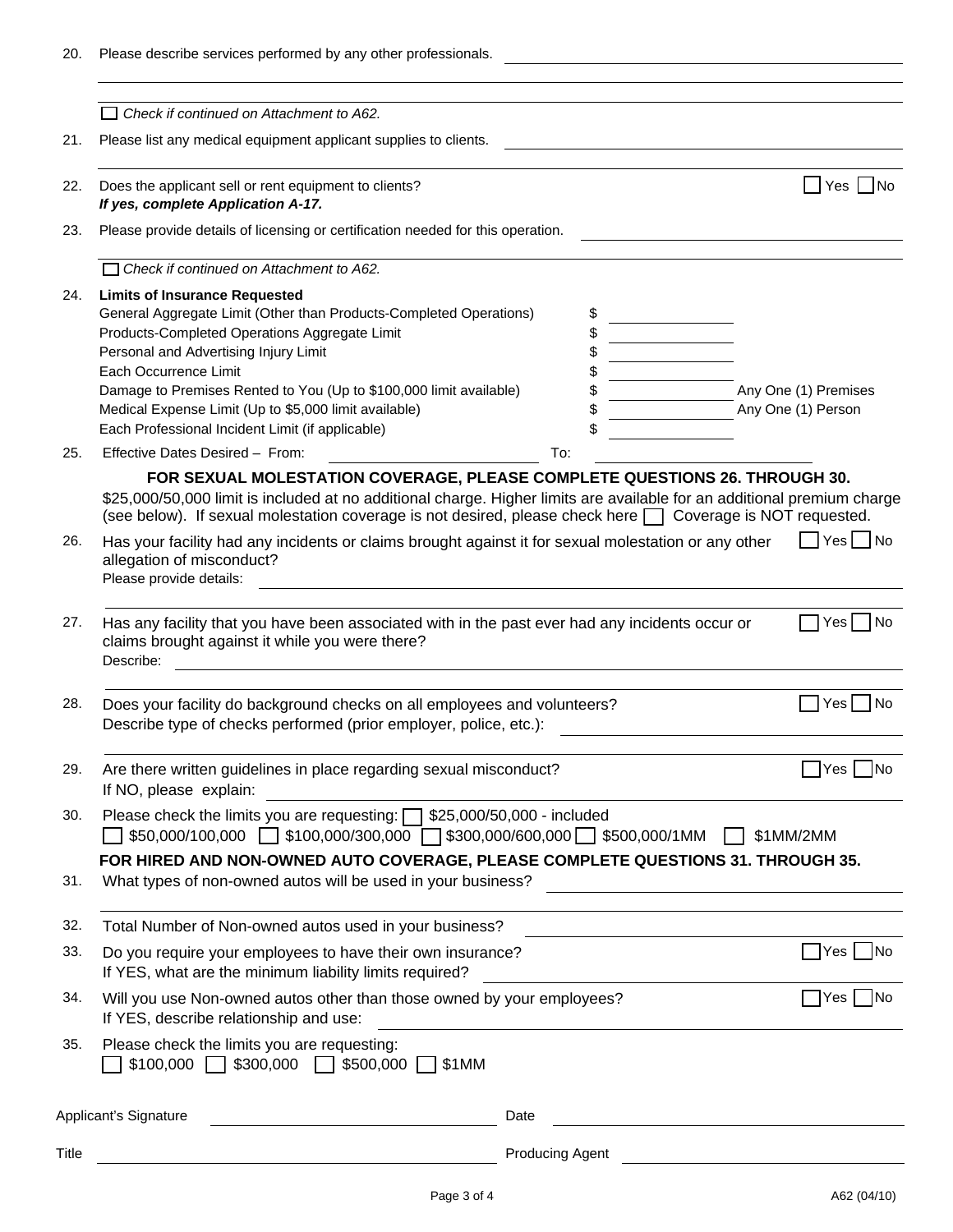20. Please describe services performed by any other professionals. ______________________________

______________________________

☐ *Check if continued on Attachment to A62.*

21. Please list any medical equipment applicant supplies to clients. ______________________________

22. Does the applicant sell or rent equipment to clients? ☐ Yes ☐ No
    ***If yes, complete Application A-17.***

23. Please provide details of licensing or certification needed for this operation. ______________________________

☐ *Check if continued on Attachment to A62.*

24. **Limits of Insurance Requested**

| | | |
|---|---|---|
| General Aggregate Limit (Other than Products-Completed Operations) | $ ________ | |
| Products-Completed Operations Aggregate Limit | $ ________ | |
| Personal and Advertising Injury Limit | $ ________ | |
| Each Occurrence Limit | $ ________ | |
| Damage to Premises Rented to You (Up to $100,000 limit available) | $ ________ | Any One (1) Premises |
| Medical Expense Limit (Up to $5,000 limit available) | $ ________ | Any One (1) Person |
| Each Professional Incident Limit (if applicable) | $ ________ | |

25. Effective Dates Desired – From: ______________ To: ______________

**FOR SEXUAL MOLESTATION COVERAGE, PLEASE COMPLETE QUESTIONS 26. THROUGH 30.**

$25,000/50,000 limit is included at no additional charge. Higher limits are available for an additional premium charge (see below). If sexual molestation coverage is not desired, please check here ☐ Coverage is NOT requested.

26. Has your facility had any incidents or claims brought against it for sexual molestation or any other allegation of misconduct? ☐ Yes ☐ No
    Please provide details: ______________________________

27. Has any facility that you have been associated with in the past ever had any incidents occur or claims brought against it while you were there? ☐ Yes ☐ No
    Describe: ______________________________

28. Does your facility do background checks on all employees and volunteers? ☐ Yes ☐ No
    Describe type of checks performed (prior employer, police, etc.): ______________________________

29. Are there written guidelines in place regarding sexual misconduct? ☐ Yes ☐ No
    If NO, please explain: ______________________________

30. Please check the limits you are requesting: ☐ $25,000/50,000 - included
    ☐ $50,000/100,000 ☐ $100,000/300,000 ☐ $300,000/600,000 ☐ $500,000/1MM ☐ $1MM/2MM

**FOR HIRED AND NON-OWNED AUTO COVERAGE, PLEASE COMPLETE QUESTIONS 31. THROUGH 35.**

31. What types of non-owned autos will be used in your business? ______________________________

32. Total Number of Non-owned autos used in your business? ______________________________

33. Do you require your employees to have their own insurance? ☐ Yes ☐ No
    If YES, what are the minimum liability limits required? ______________________________

34. Will you use Non-owned autos other than those owned by your employees? ☐ Yes ☐ No
    If YES, describe relationship and use: ______________________________

35. Please check the limits you are requesting:
    ☐ $100,000 ☐ $300,000 ☐ $500,000 ☐ $1MM

Applicant's Signature ______________________ Date ______________________

Title ______________________ Producing Agent ______________________

A62 (04/10)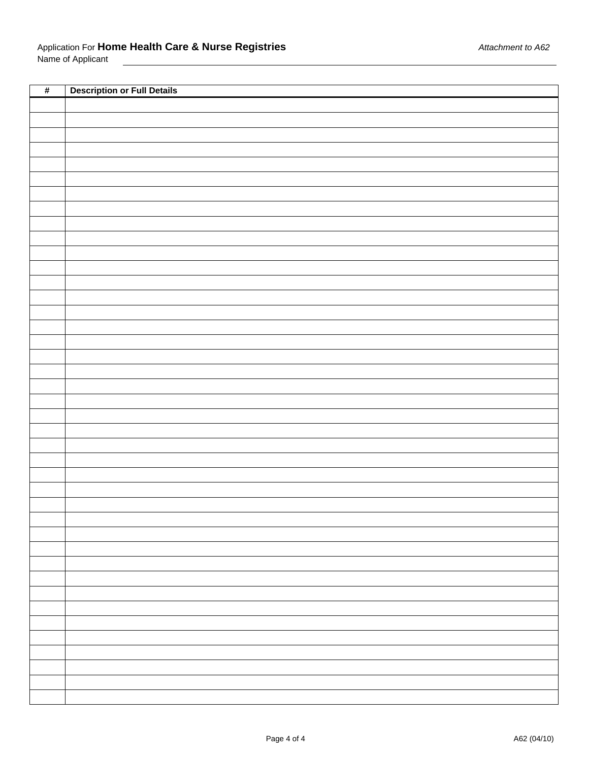Application For **Home Health Care & Nurse Registries** *Attachment to A62*

Name of Applicant ______________________________________________

| # | Description or Full Details |
|---|---|
| | |
| | |
| | |
| | |
| | |
| | |
| | |
| | |
| | |
| | |
| | |
| | |
| | |
| | |
| | |
| | |
| | |
| | |
| | |
| | |
| | |
| | |
| | |
| | |
| | |
| | |
| | |
| | |
| | |
| | |
| | |
| | |
| | |
| | |
| | |
| | |
| | |
| | |
| | |
| | |
| | |
| | |

A62 (04/10)